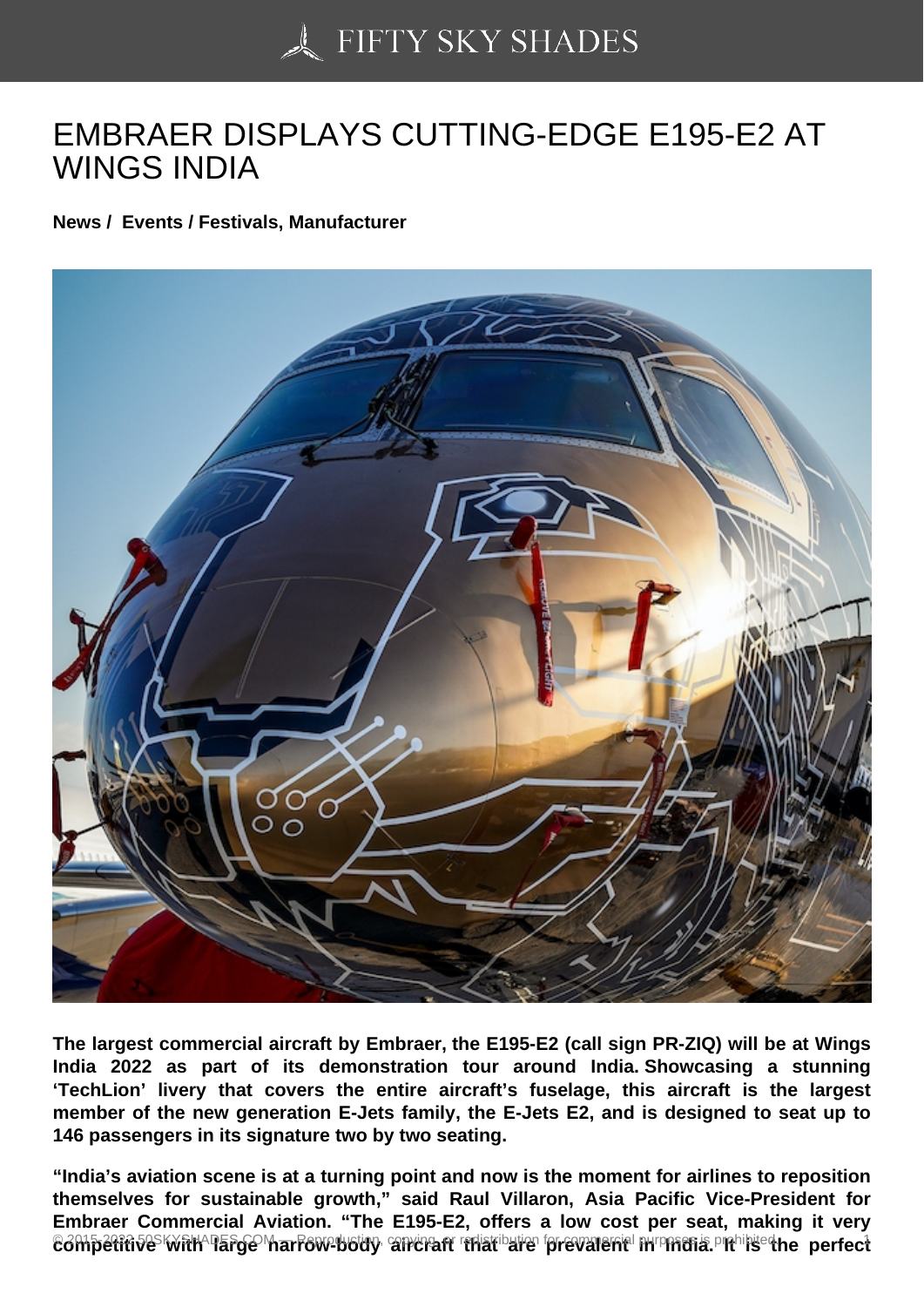# EMBRAER DISPLAYS CUTTING-EDGE E195-E2 AT WINGS INDIA

**News / Events / Festivals, Manufacturer**

**The largest commercial aircraft by Embraer, the E195-E2 (call sign PR-ZIQ) will be at Wings India 2022 as part of its demonstration tour around India. Showcasing a stunning 'TechLion' livery that covers the entire aircraft's fuselage, this aircraft is the largest member of the new generation E-Jets family, the E-Jets E2, and is designed to seat up to 146 passengers in its signature two by two seating.**

**"India's aviation scene is at a turning point and now is the moment for airlines to reposition themselves for sustainable growth," said Raul Villaron, Asia Pacific Vice-President for Embraer Commercial Aviation. "The E195-E2, offers a low cost per seat, making it very competitive with large narrow-body aircraft that are prevalent in India. It is the perfect**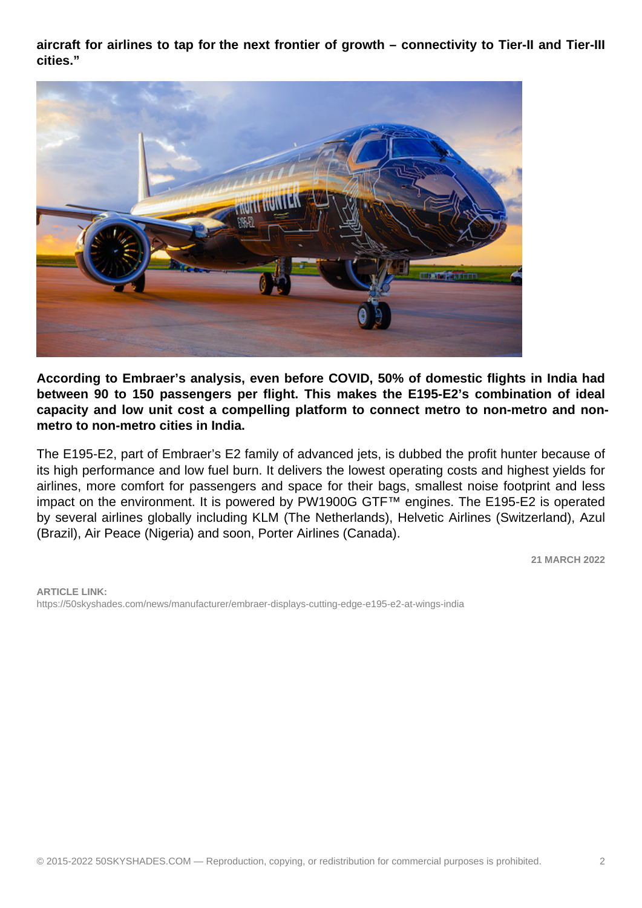**aircraft for airlines to tap for the next frontier of growth – connectivity to Tier-II and Tier-III cities."**

**According to Embraer's analysis, even before COVID, 50% of domestic flights in India had between 90 to 150 passengers per flight. This makes the E195-E2's combination of ideal capacity and low unit cost a compelling platform to connect metro to non-metro and non-metro to non-metro cities in India.**

The E195-E2, part of Embraer's E2 family of advanced jets, is dubbed the profit hunter because of its high performance and low fuel burn. It delivers the lowest operating costs and highest yields for airlines, more comfort for passengers and space for their bags, smallest noise footprint and less impact on the environment. It is powered by PW1900G GTF™ engines. The E195-E2 is operated by several airlines globally including KLM (The Netherlands), Helvetic Airlines (Switzerland), Azul (Brazil), Air Peace (Nigeria) and soon, Porter Airlines (Canada).

**21 MARCH 2022**

**ARTICLE LINK:**
https://50skyshades.com/news/manufacturer/embraer-displays-cutting-edge-e195-e2-at-wings-india